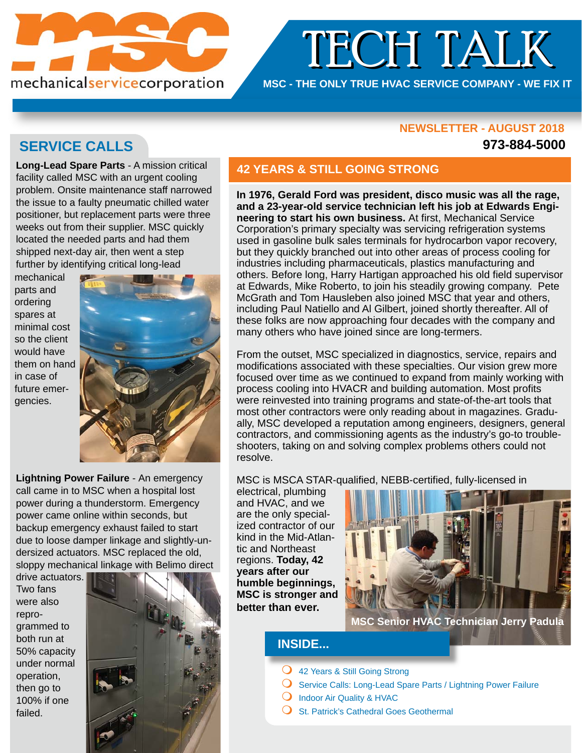mechanicalservicecorporation

# TECH TALK

MSC - THE ONLY TRUE HVAC SERVICE COMPANY - WE FIX IT

NEWSLETTER - AUGUST 2018

**973-884-5000**

## SERVICE CALLS

**Long-Lead Spare Parts** - A mission critical facility called MSC with an urgent cooling problem. Onsite maintenance staff narrowed the issue to a faulty pneumatic chilled water positioner, but replacement parts were three weeks out from their supplier. MSC quickly located the needed parts and had them shipped next-day air, then went a step further by identifying critical long-lead mechanical parts and ordering spares at minimal cost so the client would have them on hand in case of future emergencies.

**Lightning Power Failure** - An emergency call came in to MSC when a hospital lost power during a thunderstorm. Emergency power came online within seconds, but backup emergency exhaust failed to start due to loose damper linkage and slightly-undersized actuators. MSC replaced the old, sloppy mechanical linkage with Belimo direct drive actuators. Two fans were also reprogrammed to both run at 50% capacity under normal operation, then go to 100% if one failed.

## 42 YEARS & STILL GOING STRONG

**In 1976, Gerald Ford was president, disco music was all the rage, and a 23-year-old service technician left his job at Edwards Engineering to start his own business.** At first, Mechanical Service Corporation's primary specialty was servicing refrigeration systems used in gasoline bulk sales terminals for hydrocarbon vapor recovery, but they quickly branched out into other areas of process cooling for industries including pharmaceuticals, plastics manufacturing and others. Before long, Harry Hartigan approached his old field supervisor at Edwards, Mike Roberto, to join his steadily growing company. Pete McGrath and Tom Hausleben also joined MSC that year and others, including Paul Natiello and Al Gilbert, joined shortly thereafter. All of these folks are now approaching four decades with the company and many others who have joined since are long-termers.

From the outset, MSC specialized in diagnostics, service, repairs and modifications associated with these specialties. Our vision grew more focused over time as we continued to expand from mainly working with process cooling into HVACR and building automation. Most profits were reinvested into training programs and state-of-the-art tools that most other contractors were only reading about in magazines. Gradually, MSC developed a reputation among engineers, designers, general contractors, and commissioning agents as the industry's go-to troubleshooters, taking on and solving complex problems others could not resolve.

MSC is MSCA STAR-qualified, NEBB-certified, fully-licensed in electrical, plumbing and HVAC, and we are the only specialized contractor of our kind in the Mid-Atlantic and Northeast regions. **Today, 42 years after our humble beginnings, MSC is stronger and better than ever.**

MSC Senior HVAC Technician Jerry Padula

## INSIDE...

- 42 Years & Still Going Strong
- Service Calls: Long-Lead Spare Parts / Lightning Power Failure
- Indoor Air Quality & HVAC
- St. Patrick's Cathedral Goes Geothermal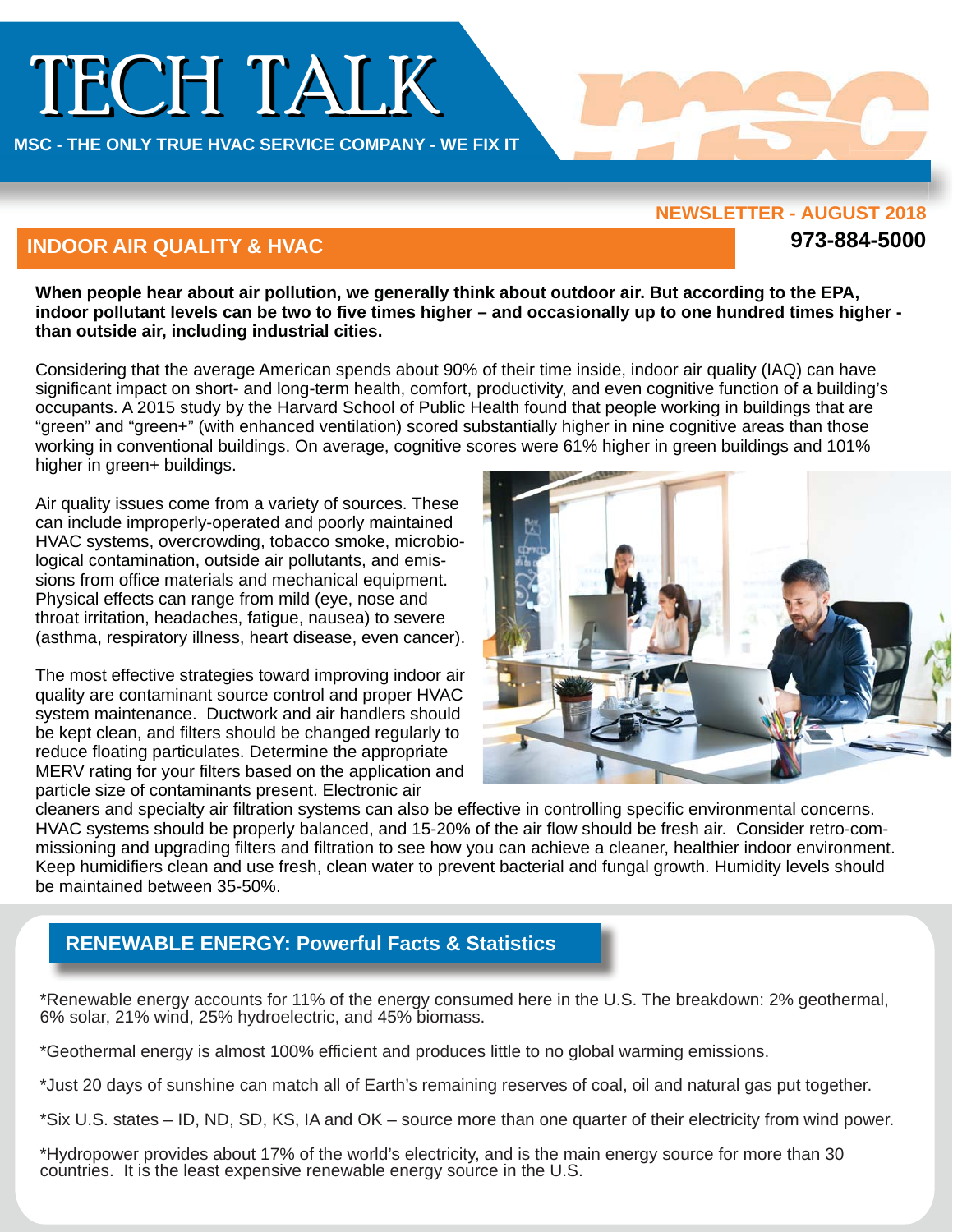# TECH TALK

MSC - THE ONLY TRUE HVAC SERVICE COMPANY - WE FIX IT

NEWSLETTER - AUGUST 2018

973-884-5000

## INDOOR AIR QUALITY & HVAC

**When people hear about air pollution, we generally think about outdoor air. But according to the EPA, indoor pollutant levels can be two to five times higher – and occasionally up to one hundred times higher - than outside air, including industrial cities.**

Considering that the average American spends about 90% of their time inside, indoor air quality (IAQ) can have significant impact on short- and long-term health, comfort, productivity, and even cognitive function of a building's occupants. A 2015 study by the Harvard School of Public Health found that people working in buildings that are "green" and "green+" (with enhanced ventilation) scored substantially higher in nine cognitive areas than those working in conventional buildings. On average, cognitive scores were 61% higher in green buildings and 101% higher in green+ buildings.

Air quality issues come from a variety of sources. These can include improperly-operated and poorly maintained HVAC systems, overcrowding, tobacco smoke, microbiological contamination, outside air pollutants, and emissions from office materials and mechanical equipment. Physical effects can range from mild (eye, nose and throat irritation, headaches, fatigue, nausea) to severe (asthma, respiratory illness, heart disease, even cancer).

The most effective strategies toward improving indoor air quality are contaminant source control and proper HVAC system maintenance. Ductwork and air handlers should be kept clean, and filters should be changed regularly to reduce floating particulates. Determine the appropriate MERV rating for your filters based on the application and particle size of contaminants present. Electronic air cleaners and specialty air filtration systems can also be effective in controlling specific environmental concerns. HVAC systems should be properly balanced, and 15-20% of the air flow should be fresh air. Consider retro-commissioning and upgrading filters and filtration to see how you can achieve a cleaner, healthier indoor environment. Keep humidifiers clean and use fresh, clean water to prevent bacterial and fungal growth. Humidity levels should be maintained between 35-50%.

## RENEWABLE ENERGY: Powerful Facts & Statistics

*Renewable energy accounts for 11% of the energy consumed here in the U.S. The breakdown: 2% geothermal, 6% solar, 21% wind, 25% hydroelectric, and 45% biomass.

*Geothermal energy is almost 100% efficient and produces little to no global warming emissions.

*Just 20 days of sunshine can match all of Earth's remaining reserves of coal, oil and natural gas put together.

*Six U.S. states – ID, ND, SD, KS, IA and OK – source more than one quarter of their electricity from wind power.

*Hydropower provides about 17% of the world's electricity, and is the main energy source for more than 30 countries. It is the least expensive renewable energy source in the U.S.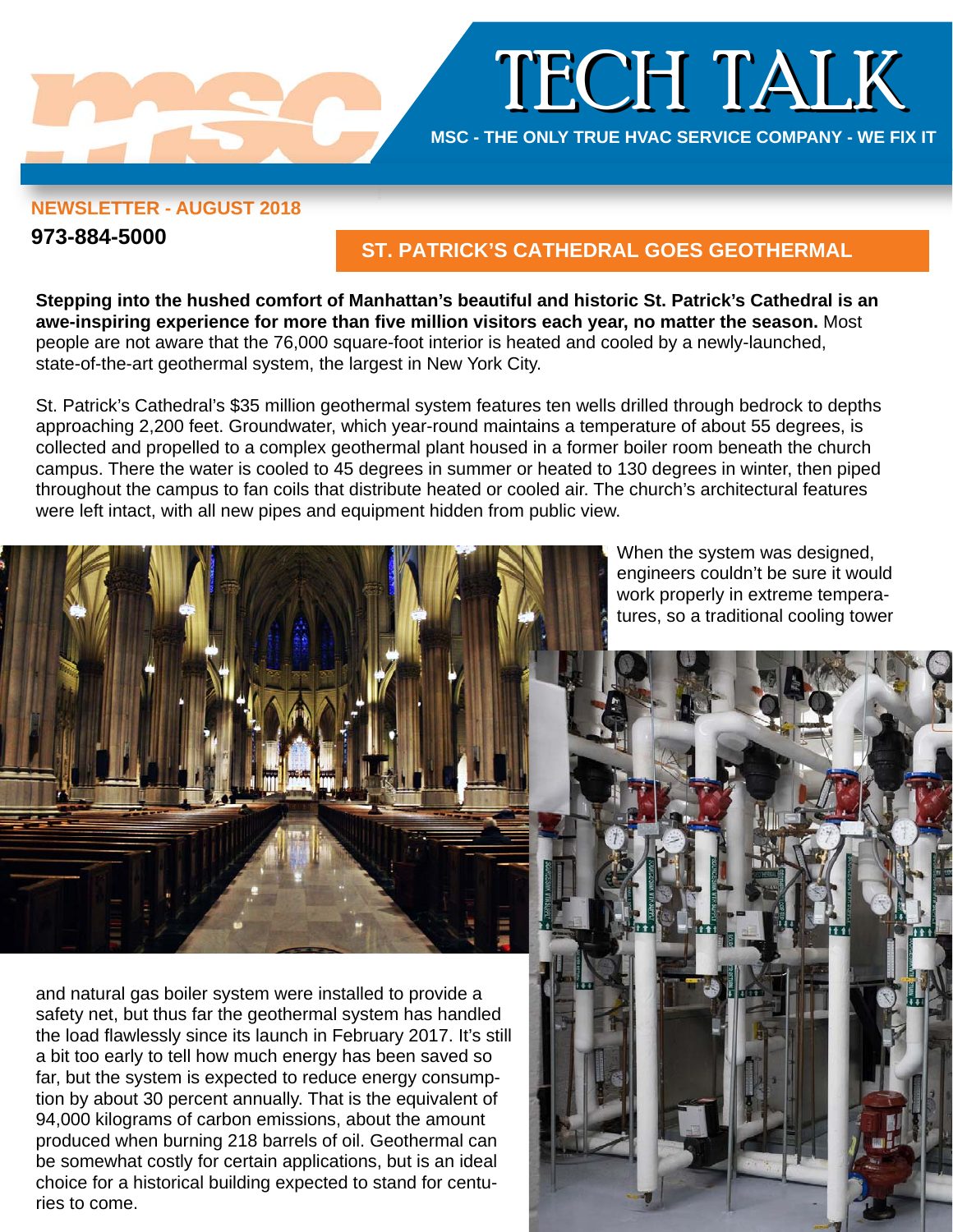# TECH TALK

MSC - THE ONLY TRUE HVAC SERVICE COMPANY - WE FIX IT

NEWSLETTER - AUGUST 2018

**973-884-5000**

## ST. PATRICK'S CATHEDRAL GOES GEOTHERMAL

**Stepping into the hushed comfort of Manhattan's beautiful and historic St. Patrick's Cathedral is an awe-inspiring experience for more than five million visitors each year, no matter the season.** Most people are not aware that the 76,000 square-foot interior is heated and cooled by a newly-launched, state-of-the-art geothermal system, the largest in New York City.

St. Patrick's Cathedral's $35 million geothermal system features ten wells drilled through bedrock to depths approaching 2,200 feet. Groundwater, which year-round maintains a temperature of about 55 degrees, is collected and propelled to a complex geothermal plant housed in a former boiler room beneath the church campus. There the water is cooled to 45 degrees in summer or heated to 130 degrees in winter, then piped throughout the campus to fan coils that distribute heated or cooled air. The church's architectural features were left intact, with all new pipes and equipment hidden from public view.

When the system was designed, engineers couldn't be sure it would work properly in extreme temperatures, so a traditional cooling tower and natural gas boiler system were installed to provide a safety net, but thus far the geothermal system has handled the load flawlessly since its launch in February 2017. It's still a bit too early to tell how much energy has been saved so far, but the system is expected to reduce energy consumption by about 30 percent annually. That is the equivalent of 94,000 kilograms of carbon emissions, about the amount produced when burning 218 barrels of oil. Geothermal can be somewhat costly for certain applications, but is an ideal choice for a historical building expected to stand for centuries to come.